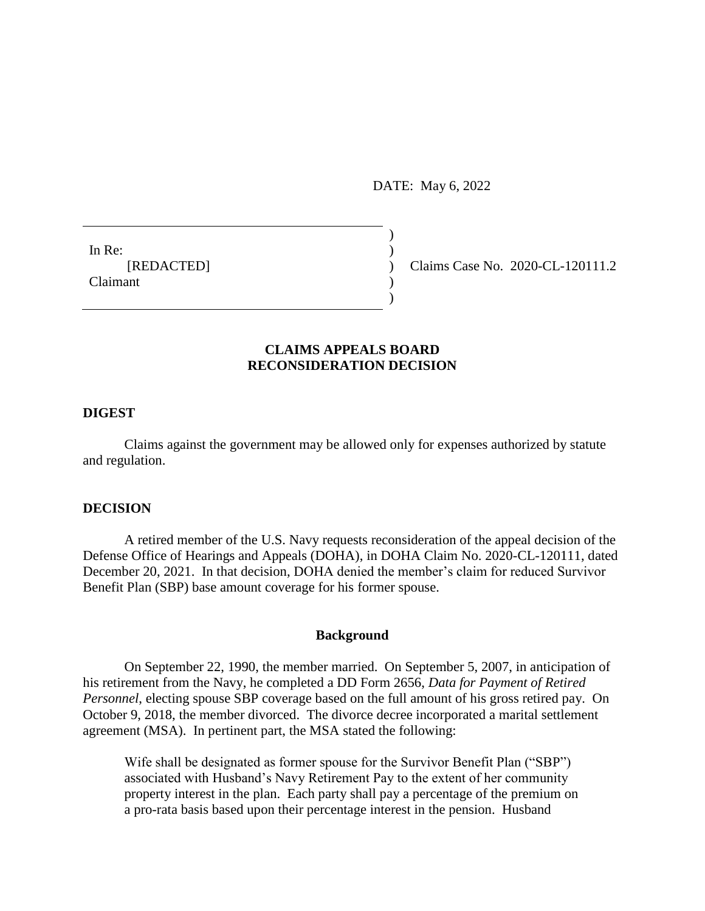DATE: May 6, 2022

In Re:
[REDACTED]
Claimant

Claims Case No. 2020-CL-120111.2

## CLAIMS APPEALS BOARD
## RECONSIDERATION DECISION

### DIGEST

Claims against the government may be allowed only for expenses authorized by statute and regulation.

### DECISION

A retired member of the U.S. Navy requests reconsideration of the appeal decision of the Defense Office of Hearings and Appeals (DOHA), in DOHA Claim No. 2020-CL-120111, dated December 20, 2021. In that decision, DOHA denied the member's claim for reduced Survivor Benefit Plan (SBP) base amount coverage for his former spouse.

#### Background

On September 22, 1990, the member married. On September 5, 2007, in anticipation of his retirement from the Navy, he completed a DD Form 2656, *Data for Payment of Retired Personnel*, electing spouse SBP coverage based on the full amount of his gross retired pay. On October 9, 2018, the member divorced. The divorce decree incorporated a marital settlement agreement (MSA). In pertinent part, the MSA stated the following:

> Wife shall be designated as former spouse for the Survivor Benefit Plan ("SBP") associated with Husband's Navy Retirement Pay to the extent of her community property interest in the plan. Each party shall pay a percentage of the premium on a pro-rata basis based upon their percentage interest in the pension. Husband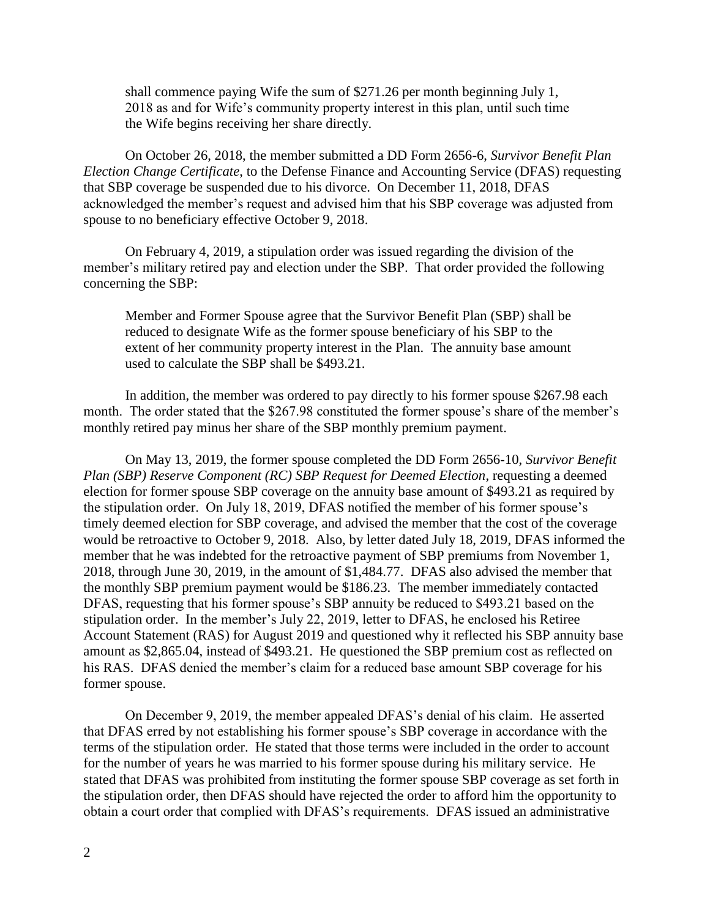shall commence paying Wife the sum of $271.26 per month beginning July 1, 2018 as and for Wife's community property interest in this plan, until such time the Wife begins receiving her share directly.

On October 26, 2018, the member submitted a DD Form 2656-6, *Survivor Benefit Plan Election Change Certificate*, to the Defense Finance and Accounting Service (DFAS) requesting that SBP coverage be suspended due to his divorce. On December 11, 2018, DFAS acknowledged the member's request and advised him that his SBP coverage was adjusted from spouse to no beneficiary effective October 9, 2018.

On February 4, 2019, a stipulation order was issued regarding the division of the member's military retired pay and election under the SBP. That order provided the following concerning the SBP:

> Member and Former Spouse agree that the Survivor Benefit Plan (SBP) shall be reduced to designate Wife as the former spouse beneficiary of his SBP to the extent of her community property interest in the Plan. The annuity base amount used to calculate the SBP shall be $493.21.

In addition, the member was ordered to pay directly to his former spouse $267.98 each month. The order stated that the $267.98 constituted the former spouse's share of the member's monthly retired pay minus her share of the SBP monthly premium payment.

On May 13, 2019, the former spouse completed the DD Form 2656-10, *Survivor Benefit Plan (SBP) Reserve Component (RC) SBP Request for Deemed Election*, requesting a deemed election for former spouse SBP coverage on the annuity base amount of $493.21 as required by the stipulation order. On July 18, 2019, DFAS notified the member of his former spouse's timely deemed election for SBP coverage, and advised the member that the cost of the coverage would be retroactive to October 9, 2018. Also, by letter dated July 18, 2019, DFAS informed the member that he was indebted for the retroactive payment of SBP premiums from November 1, 2018, through June 30, 2019, in the amount of $1,484.77. DFAS also advised the member that the monthly SBP premium payment would be $186.23. The member immediately contacted DFAS, requesting that his former spouse's SBP annuity be reduced to $493.21 based on the stipulation order. In the member's July 22, 2019, letter to DFAS, he enclosed his Retiree Account Statement (RAS) for August 2019 and questioned why it reflected his SBP annuity base amount as $2,865.04, instead of $493.21. He questioned the SBP premium cost as reflected on his RAS. DFAS denied the member's claim for a reduced base amount SBP coverage for his former spouse.

On December 9, 2019, the member appealed DFAS's denial of his claim. He asserted that DFAS erred by not establishing his former spouse's SBP coverage in accordance with the terms of the stipulation order. He stated that those terms were included in the order to account for the number of years he was married to his former spouse during his military service. He stated that DFAS was prohibited from instituting the former spouse SBP coverage as set forth in the stipulation order, then DFAS should have rejected the order to afford him the opportunity to obtain a court order that complied with DFAS's requirements. DFAS issued an administrative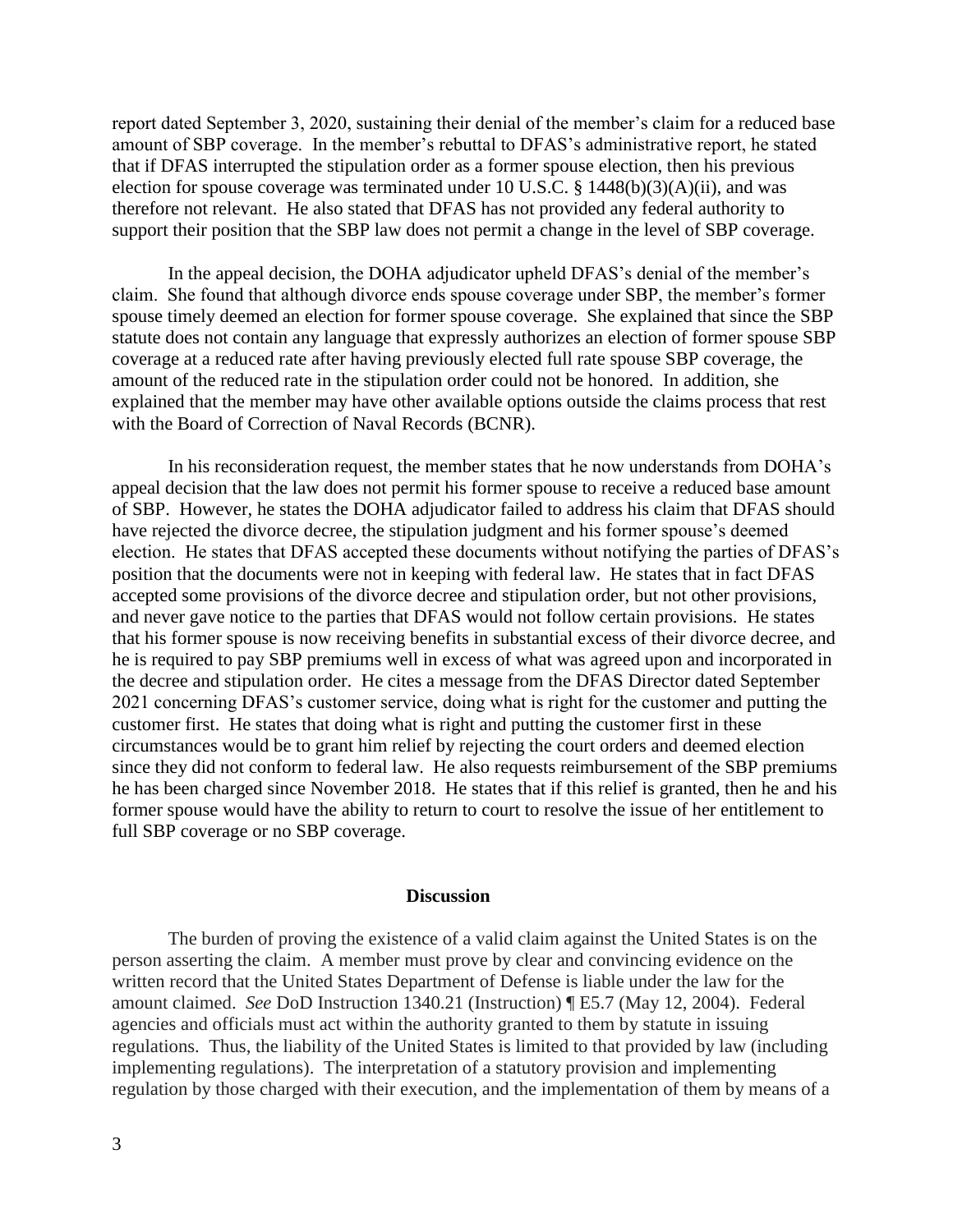report dated September 3, 2020, sustaining their denial of the member's claim for a reduced base amount of SBP coverage. In the member's rebuttal to DFAS's administrative report, he stated that if DFAS interrupted the stipulation order as a former spouse election, then his previous election for spouse coverage was terminated under 10 U.S.C. § 1448(b)(3)(A)(ii), and was therefore not relevant. He also stated that DFAS has not provided any federal authority to support their position that the SBP law does not permit a change in the level of SBP coverage.

In the appeal decision, the DOHA adjudicator upheld DFAS's denial of the member's claim. She found that although divorce ends spouse coverage under SBP, the member's former spouse timely deemed an election for former spouse coverage. She explained that since the SBP statute does not contain any language that expressly authorizes an election of former spouse SBP coverage at a reduced rate after having previously elected full rate spouse SBP coverage, the amount of the reduced rate in the stipulation order could not be honored. In addition, she explained that the member may have other available options outside the claims process that rest with the Board of Correction of Naval Records (BCNR).

In his reconsideration request, the member states that he now understands from DOHA's appeal decision that the law does not permit his former spouse to receive a reduced base amount of SBP. However, he states the DOHA adjudicator failed to address his claim that DFAS should have rejected the divorce decree, the stipulation judgment and his former spouse's deemed election. He states that DFAS accepted these documents without notifying the parties of DFAS's position that the documents were not in keeping with federal law. He states that in fact DFAS accepted some provisions of the divorce decree and stipulation order, but not other provisions, and never gave notice to the parties that DFAS would not follow certain provisions. He states that his former spouse is now receiving benefits in substantial excess of their divorce decree, and he is required to pay SBP premiums well in excess of what was agreed upon and incorporated in the decree and stipulation order. He cites a message from the DFAS Director dated September 2021 concerning DFAS's customer service, doing what is right for the customer and putting the customer first. He states that doing what is right and putting the customer first in these circumstances would be to grant him relief by rejecting the court orders and deemed election since they did not conform to federal law. He also requests reimbursement of the SBP premiums he has been charged since November 2018. He states that if this relief is granted, then he and his former spouse would have the ability to return to court to resolve the issue of her entitlement to full SBP coverage or no SBP coverage.

## Discussion

The burden of proving the existence of a valid claim against the United States is on the person asserting the claim. A member must prove by clear and convincing evidence on the written record that the United States Department of Defense is liable under the law for the amount claimed. *See* DoD Instruction 1340.21 (Instruction) ¶ E5.7 (May 12, 2004). Federal agencies and officials must act within the authority granted to them by statute in issuing regulations. Thus, the liability of the United States is limited to that provided by law (including implementing regulations). The interpretation of a statutory provision and implementing regulation by those charged with their execution, and the implementation of them by means of a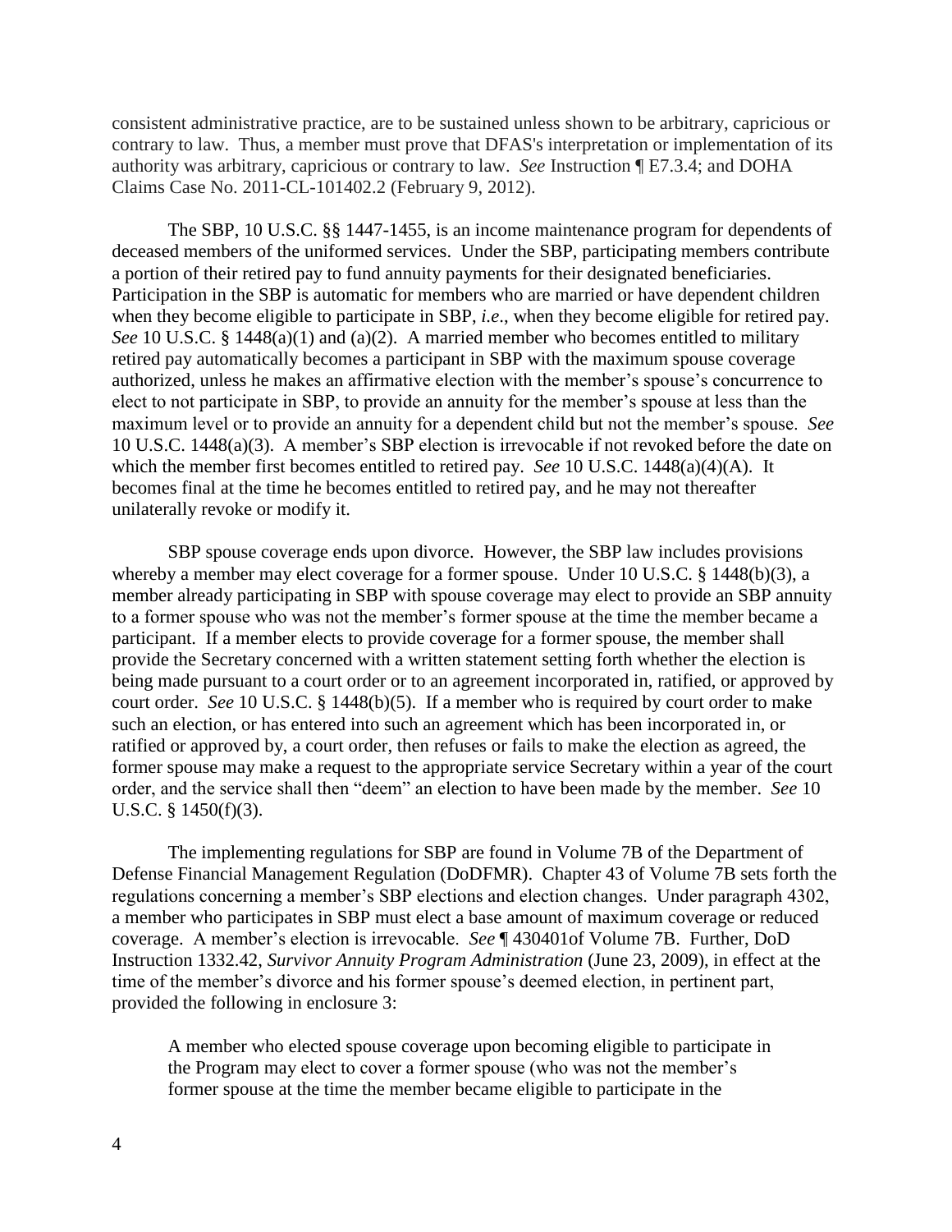consistent administrative practice, are to be sustained unless shown to be arbitrary, capricious or contrary to law. Thus, a member must prove that DFAS's interpretation or implementation of its authority was arbitrary, capricious or contrary to law. *See* Instruction ¶ E7.3.4; and DOHA Claims Case No. 2011-CL-101402.2 (February 9, 2012).

The SBP, 10 U.S.C. §§ 1447-1455, is an income maintenance program for dependents of deceased members of the uniformed services. Under the SBP, participating members contribute a portion of their retired pay to fund annuity payments for their designated beneficiaries. Participation in the SBP is automatic for members who are married or have dependent children when they become eligible to participate in SBP, *i.e*., when they become eligible for retired pay. *See* 10 U.S.C. § 1448(a)(1) and (a)(2). A married member who becomes entitled to military retired pay automatically becomes a participant in SBP with the maximum spouse coverage authorized, unless he makes an affirmative election with the member's spouse's concurrence to elect to not participate in SBP, to provide an annuity for the member's spouse at less than the maximum level or to provide an annuity for a dependent child but not the member's spouse. *See* 10 U.S.C. 1448(a)(3). A member's SBP election is irrevocable if not revoked before the date on which the member first becomes entitled to retired pay. *See* 10 U.S.C. 1448(a)(4)(A). It becomes final at the time he becomes entitled to retired pay, and he may not thereafter unilaterally revoke or modify it.

SBP spouse coverage ends upon divorce. However, the SBP law includes provisions whereby a member may elect coverage for a former spouse. Under 10 U.S.C. § 1448(b)(3), a member already participating in SBP with spouse coverage may elect to provide an SBP annuity to a former spouse who was not the member's former spouse at the time the member became a participant. If a member elects to provide coverage for a former spouse, the member shall provide the Secretary concerned with a written statement setting forth whether the election is being made pursuant to a court order or to an agreement incorporated in, ratified, or approved by court order. *See* 10 U.S.C. § 1448(b)(5). If a member who is required by court order to make such an election, or has entered into such an agreement which has been incorporated in, or ratified or approved by, a court order, then refuses or fails to make the election as agreed, the former spouse may make a request to the appropriate service Secretary within a year of the court order, and the service shall then "deem" an election to have been made by the member. *See* 10 U.S.C. § 1450(f)(3).

The implementing regulations for SBP are found in Volume 7B of the Department of Defense Financial Management Regulation (DoDFMR). Chapter 43 of Volume 7B sets forth the regulations concerning a member's SBP elections and election changes. Under paragraph 4302, a member who participates in SBP must elect a base amount of maximum coverage or reduced coverage. A member's election is irrevocable. *See* ¶ 430401of Volume 7B. Further, DoD Instruction 1332.42, *Survivor Annuity Program Administration* (June 23, 2009), in effect at the time of the member's divorce and his former spouse's deemed election, in pertinent part, provided the following in enclosure 3:

> A member who elected spouse coverage upon becoming eligible to participate in the Program may elect to cover a former spouse (who was not the member's former spouse at the time the member became eligible to participate in the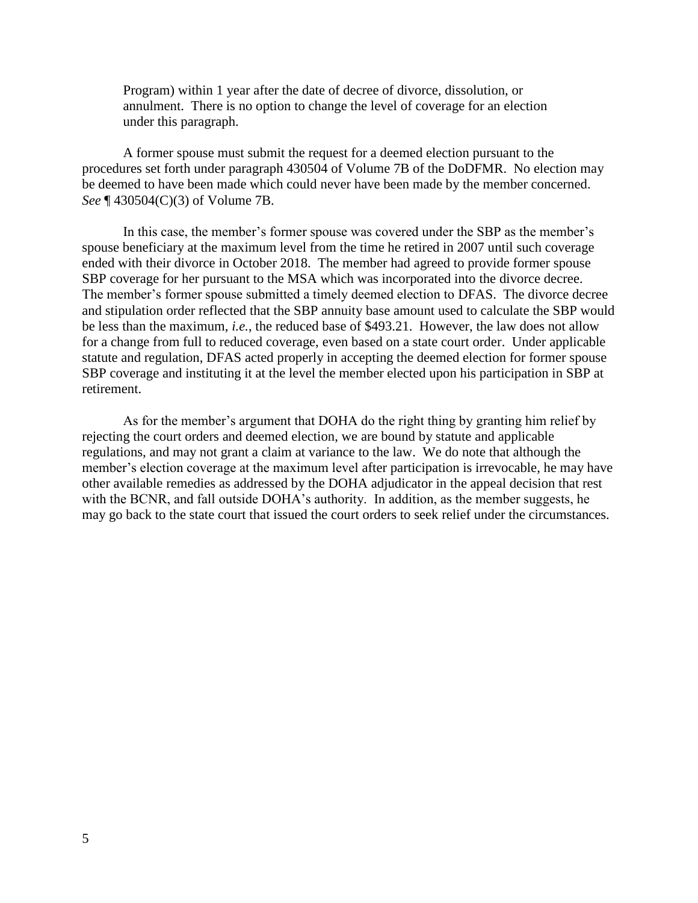> Program) within 1 year after the date of decree of divorce, dissolution, or annulment. There is no option to change the level of coverage for an election under this paragraph.

A former spouse must submit the request for a deemed election pursuant to the procedures set forth under paragraph 430504 of Volume 7B of the DoDFMR. No election may be deemed to have been made which could never have been made by the member concerned. *See* ¶ 430504(C)(3) of Volume 7B.

In this case, the member's former spouse was covered under the SBP as the member's spouse beneficiary at the maximum level from the time he retired in 2007 until such coverage ended with their divorce in October 2018. The member had agreed to provide former spouse SBP coverage for her pursuant to the MSA which was incorporated into the divorce decree. The member's former spouse submitted a timely deemed election to DFAS. The divorce decree and stipulation order reflected that the SBP annuity base amount used to calculate the SBP would be less than the maximum, *i.e.*, the reduced base of $493.21. However, the law does not allow for a change from full to reduced coverage, even based on a state court order. Under applicable statute and regulation, DFAS acted properly in accepting the deemed election for former spouse SBP coverage and instituting it at the level the member elected upon his participation in SBP at retirement.

As for the member's argument that DOHA do the right thing by granting him relief by rejecting the court orders and deemed election, we are bound by statute and applicable regulations, and may not grant a claim at variance to the law. We do note that although the member's election coverage at the maximum level after participation is irrevocable, he may have other available remedies as addressed by the DOHA adjudicator in the appeal decision that rest with the BCNR, and fall outside DOHA's authority. In addition, as the member suggests, he may go back to the state court that issued the court orders to seek relief under the circumstances.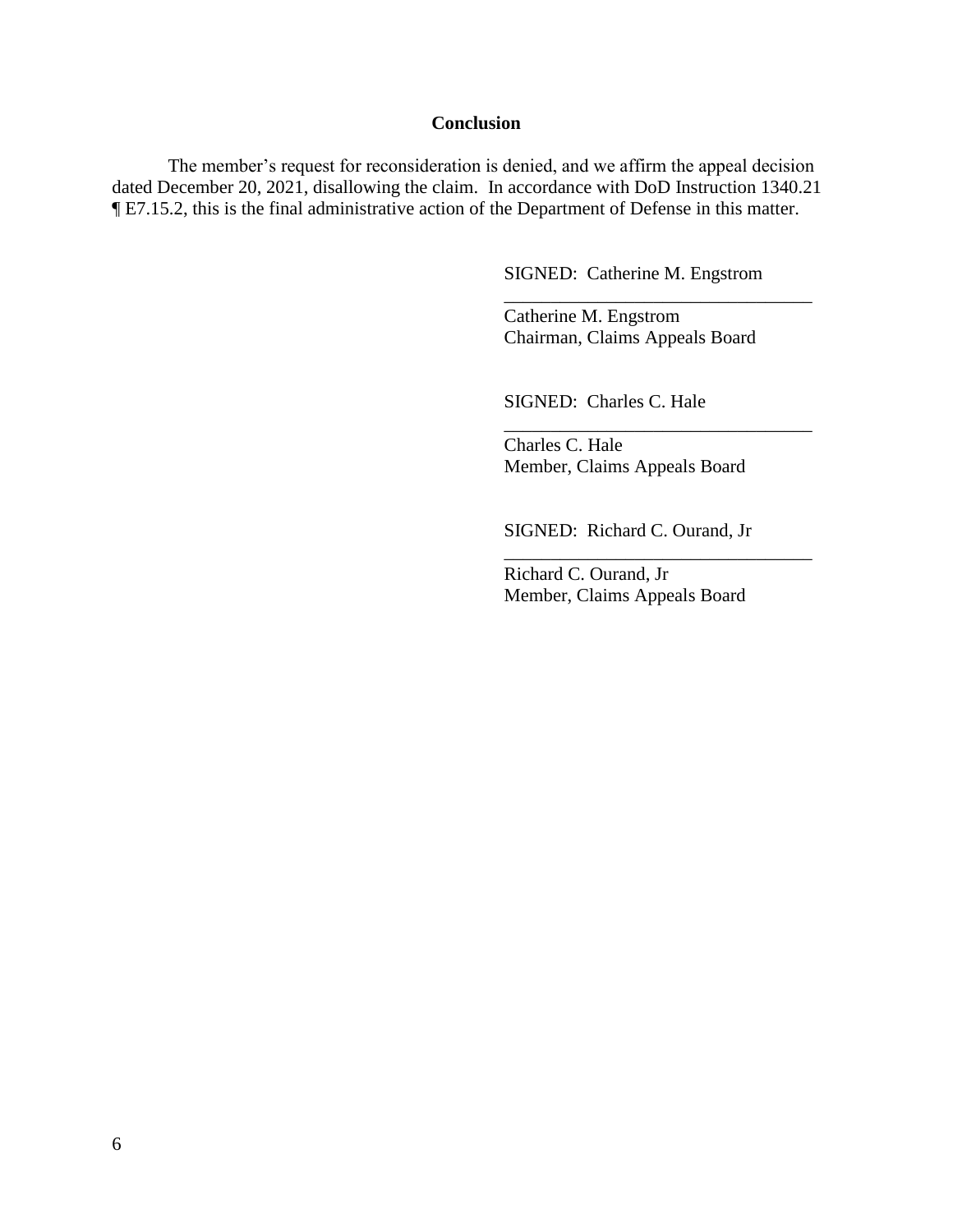## Conclusion

The member's request for reconsideration is denied, and we affirm the appeal decision dated December 20, 2021, disallowing the claim. In accordance with DoD Instruction 1340.21 ¶ E7.15.2, this is the final administrative action of the Department of Defense in this matter.

SIGNED: Catherine M. Engstrom

Catherine M. Engstrom
Chairman, Claims Appeals Board

SIGNED: Charles C. Hale

Charles C. Hale
Member, Claims Appeals Board

SIGNED: Richard C. Ourand, Jr

Richard C. Ourand, Jr
Member, Claims Appeals Board